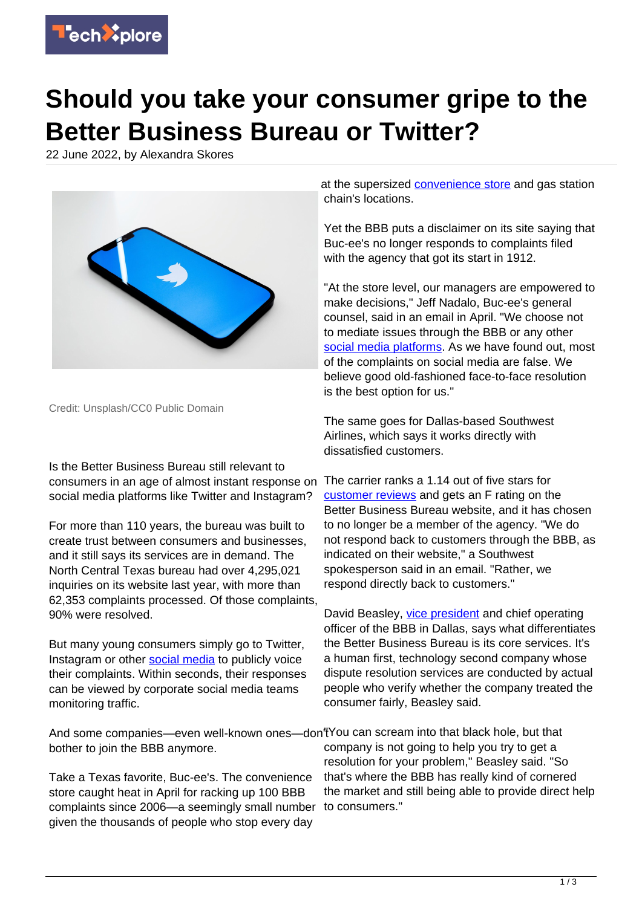# Should you take your consumer gripe to the Better Business Bureau or Twitter?

22 June 2022, by Alexandra Skores

Credit: Unsplash/CC0 Public Domain

Is the Better Business Bureau still relevant to consumers in an age of almost instant response on social media platforms like Twitter and Instagram?

For more than 110 years, the bureau was built to create trust between consumers and businesses, and it still says its services are in demand. The North Central Texas bureau had over 4,295,021 inquiries on its website last year, with more than 62,353 complaints processed. Of those complaints, 90% were resolved.

But many young consumers simply go to Twitter, Instagram or other social media to publicly voice their complaints. Within seconds, their responses can be viewed by corporate social media teams monitoring traffic.

And some companies—even well-known ones—don't bother to join the BBB anymore.

Take a Texas favorite, Buc-ee's. The convenience store caught heat in April for racking up 100 BBB complaints since 2006—a seemingly small number given the thousands of people who stop every day at the supersized convenience store and gas station chain's locations.

Yet the BBB puts a disclaimer on its site saying that Buc-ee's no longer responds to complaints filed with the agency that got its start in 1912.

"At the store level, our managers are empowered to make decisions," Jeff Nadalo, Buc-ee's general counsel, said in an email in April. "We choose not to mediate issues through the BBB or any other social media platforms. As we have found out, most of the complaints on social media are false. We believe good old-fashioned face-to-face resolution is the best option for us."

The same goes for Dallas-based Southwest Airlines, which says it works directly with dissatisfied customers.

The carrier ranks a 1.14 out of five stars for customer reviews and gets an F rating on the Better Business Bureau website, and it has chosen to no longer be a member of the agency. "We do not respond back to customers through the BBB, as indicated on their website," a Southwest spokesperson said in an email. "Rather, we respond directly back to customers."

David Beasley, vice president and chief operating officer of the BBB in Dallas, says what differentiates the Better Business Bureau is its core services. It's a human first, technology second company whose dispute resolution services are conducted by actual people who verify whether the company treated the consumer fairly, Beasley said.

"You can scream into that black hole, but that company is not going to help you try to get a resolution for your problem," Beasley said. "So that's where the BBB has really kind of cornered the market and still being able to provide direct help to consumers."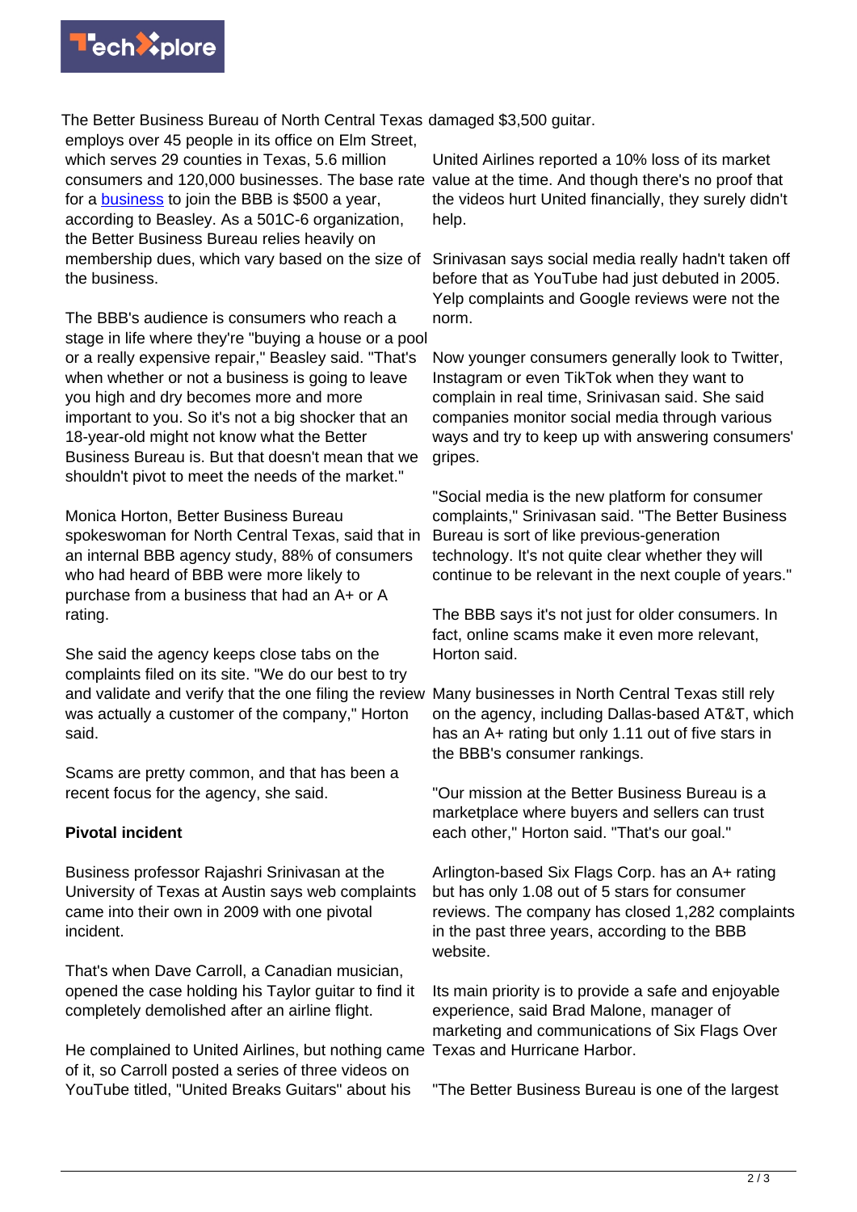The Better Business Bureau of North Central Texas employs over 45 people in its office on Elm Street, which serves 29 counties in Texas, 5.6 million consumers and 120,000 businesses. The base rate for a business to join the BBB is $500 a year, according to Beasley. As a 501C-6 organization, the Better Business Bureau relies heavily on membership dues, which vary based on the size of the business.

The BBB's audience is consumers who reach a stage in life where they're "buying a house or a pool or a really expensive repair," Beasley said. "That's when whether or not a business is going to leave you high and dry becomes more and more important to you. So it's not a big shocker that an 18-year-old might not know what the Better Business Bureau is. But that doesn't mean that we shouldn't pivot to meet the needs of the market."

Monica Horton, Better Business Bureau spokeswoman for North Central Texas, said that in an internal BBB agency study, 88% of consumers who had heard of BBB were more likely to purchase from a business that had an A+ or A rating.

She said the agency keeps close tabs on the complaints filed on its site. "We do our best to try and validate and verify that the one filing the review was actually a customer of the company," Horton said.

Scams are pretty common, and that has been a recent focus for the agency, she said.

**Pivotal incident**

Business professor Rajashri Srinivasan at the University of Texas at Austin says web complaints came into their own in 2009 with one pivotal incident.

That's when Dave Carroll, a Canadian musician, opened the case holding his Taylor guitar to find it completely demolished after an airline flight.

He complained to United Airlines, but nothing came of it, so Carroll posted a series of three videos on YouTube titled, "United Breaks Guitars" about his damaged $3,500 guitar.

United Airlines reported a 10% loss of its market value at the time. And though there's no proof that the videos hurt United financially, they surely didn't help.

Srinivasan says social media really hadn't taken off before that as YouTube had just debuted in 2005. Yelp complaints and Google reviews were not the norm.

Now younger consumers generally look to Twitter, Instagram or even TikTok when they want to complain in real time, Srinivasan said. She said companies monitor social media through various ways and try to keep up with answering consumers' gripes.

"Social media is the new platform for consumer complaints," Srinivasan said. "The Better Business Bureau is sort of like previous-generation technology. It's not quite clear whether they will continue to be relevant in the next couple of years."

The BBB says it's not just for older consumers. In fact, online scams make it even more relevant, Horton said.

Many businesses in North Central Texas still rely on the agency, including Dallas-based AT&T, which has an A+ rating but only 1.11 out of five stars in the BBB's consumer rankings.

"Our mission at the Better Business Bureau is a marketplace where buyers and sellers can trust each other," Horton said. "That's our goal."

Arlington-based Six Flags Corp. has an A+ rating but has only 1.08 out of 5 stars for consumer reviews. The company has closed 1,282 complaints in the past three years, according to the BBB website.

Its main priority is to provide a safe and enjoyable experience, said Brad Malone, manager of marketing and communications of Six Flags Over Texas and Hurricane Harbor.

"The Better Business Bureau is one of the largest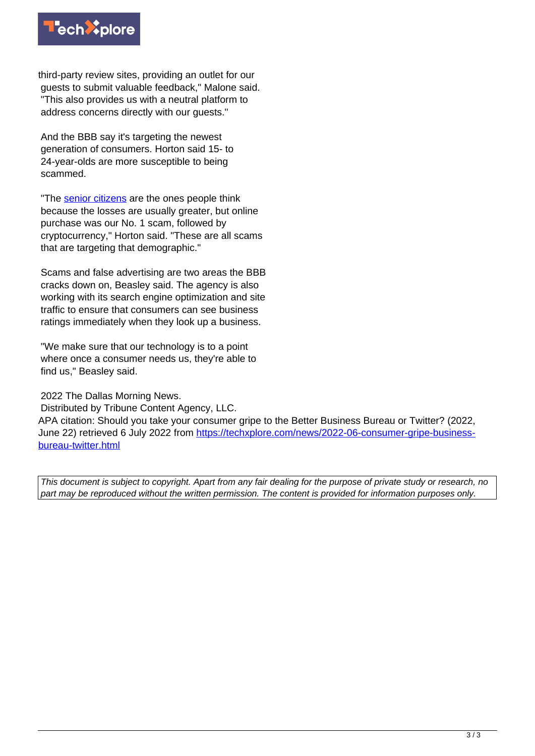third-party review sites, providing an outlet for our guests to submit valuable feedback," Malone said. "This also provides us with a neutral platform to address concerns directly with our guests."

And the BBB say it's targeting the newest generation of consumers. Horton said 15- to 24-year-olds are more susceptible to being scammed.

"The [senior citizens](#) are the ones people think because the losses are usually greater, but online purchase was our No. 1 scam, followed by cryptocurrency," Horton said. "These are all scams that are targeting that demographic."

Scams and false advertising are two areas the BBB cracks down on, Beasley said. The agency is also working with its search engine optimization and site traffic to ensure that consumers can see business ratings immediately when they look up a business.

"We make sure that our technology is to a point where once a consumer needs us, they're able to find us," Beasley said.

2022 The Dallas Morning News.
Distributed by Tribune Content Agency, LLC.

APA citation: Should you take your consumer gripe to the Better Business Bureau or Twitter? (2022, June 22) retrieved 6 July 2022 from https://techxplore.com/news/2022-06-consumer-gripe-business-bureau-twitter.html

*This document is subject to copyright. Apart from any fair dealing for the purpose of private study or research, no part may be reproduced without the written permission. The content is provided for information purposes only.*